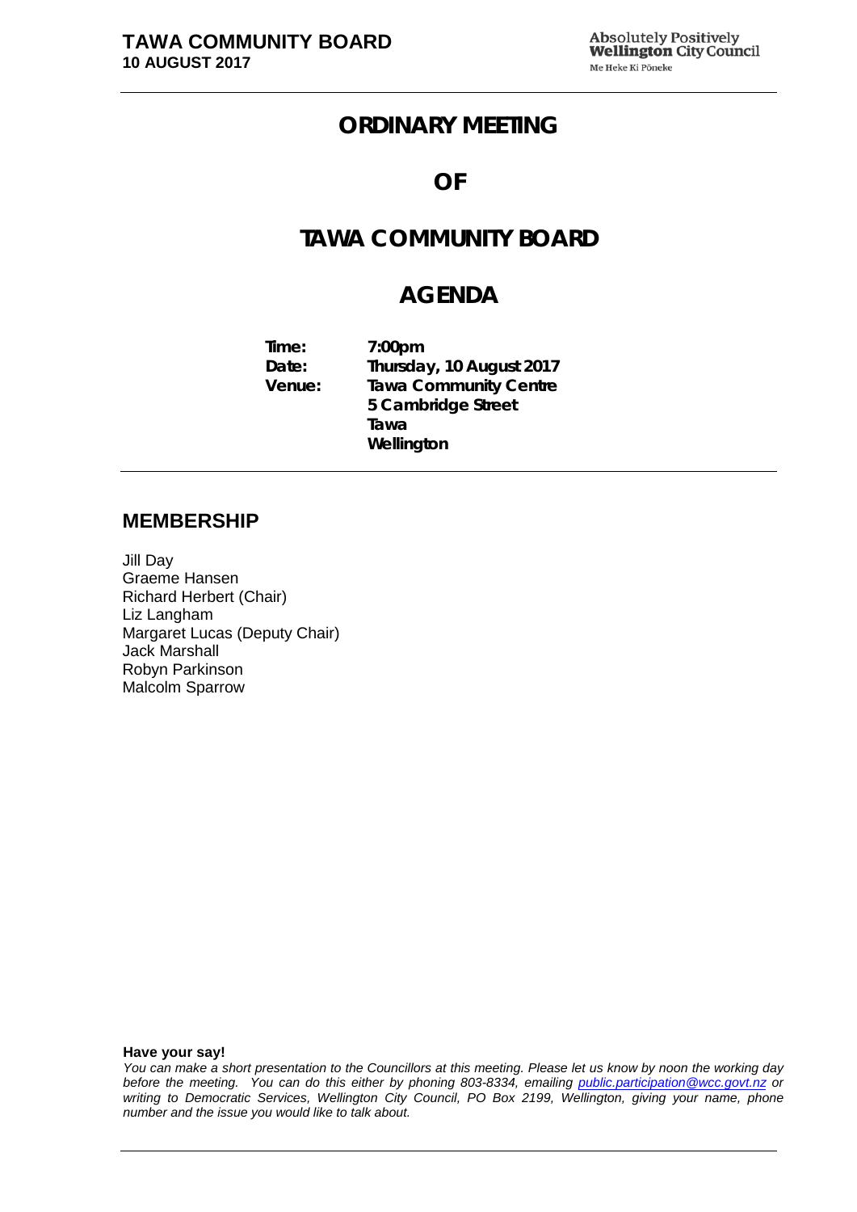# ORDINARY MEETING

# OF

# TAWA COMMUNITY BOARD

# AGENDA

**Time:** 7:00pm
**Date:** Thursday, 10 August 2017
**Venue:** Tawa Community Centre
5 Cambridge Street
Tawa
Wellington

## MEMBERSHIP

Jill Day
Graeme Hansen
Richard Herbert (Chair)
Liz Langham
Margaret Lucas (Deputy Chair)
Jack Marshall
Robyn Parkinson
Malcolm Sparrow

**Have your say!**

*You can make a short presentation to the Councillors at this meeting. Please let us know by noon the working day before the meeting. You can do this either by phoning 803-8334, emailing public.participation@wcc.govt.nz or writing to Democratic Services, Wellington City Council, PO Box 2199, Wellington, giving your name, phone number and the issue you would like to talk about.*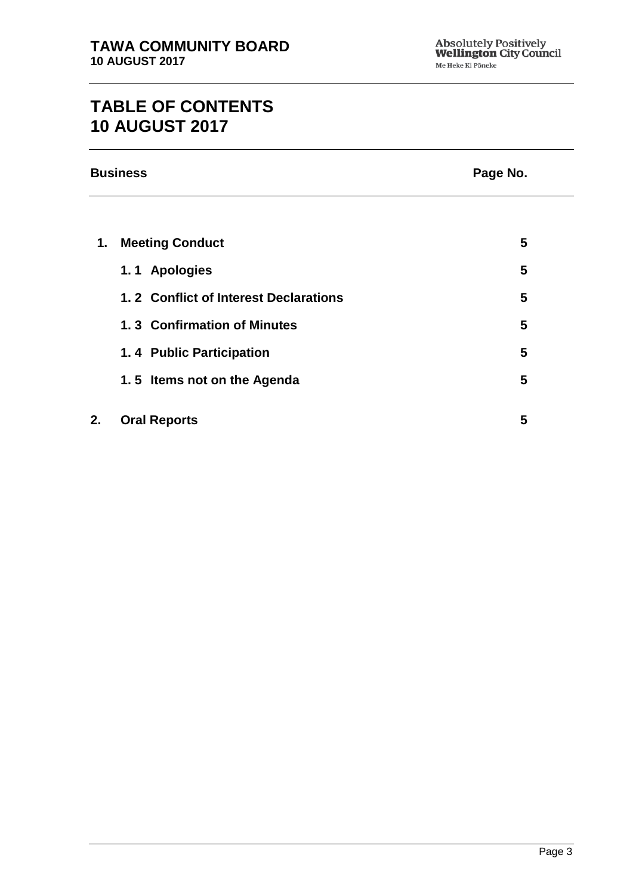# TABLE OF CONTENTS
# 10 AUGUST 2017

| Business | Page No. |
| --- | --- |
| **1. Meeting Conduct** | **5** |
| **1. 1 Apologies** | **5** |
| **1. 2 Conflict of Interest Declarations** | **5** |
| **1. 3 Confirmation of Minutes** | **5** |
| **1. 4 Public Participation** | **5** |
| **1. 5 Items not on the Agenda** | **5** |
| **2. Oral Reports** | **5** |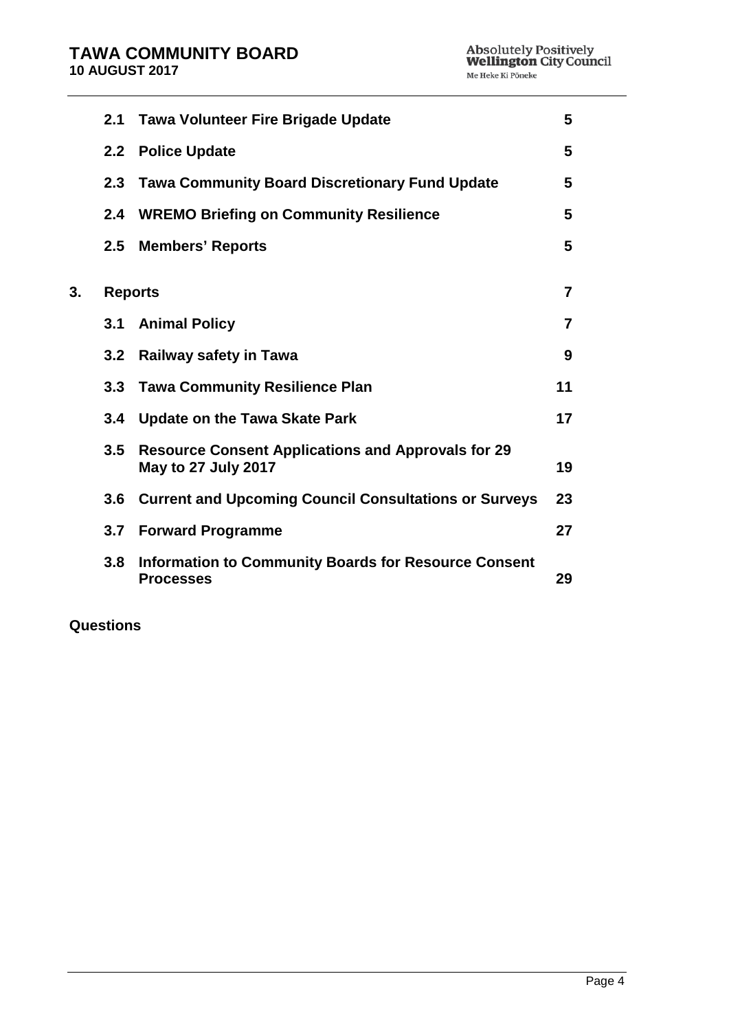| | | | |
|---|---|---|---|
| | 2.1 | **Tawa Volunteer Fire Brigade Update** | **5** |
| | 2.2 | **Police Update** | **5** |
| | 2.3 | **Tawa Community Board Discretionary Fund Update** | **5** |
| | 2.4 | **WREMO Briefing on Community Resilience** | **5** |
| | 2.5 | **Members' Reports** | **5** |
| **3.** | **Reports** | | **7** |
| | 3.1 | **Animal Policy** | **7** |
| | 3.2 | **Railway safety in Tawa** | **9** |
| | 3.3 | **Tawa Community Resilience Plan** | **11** |
| | 3.4 | **Update on the Tawa Skate Park** | **17** |
| | 3.5 | **Resource Consent Applications and Approvals for 29 May to 27 July 2017** | **19** |
| | 3.6 | **Current and Upcoming Council Consultations or Surveys** | **23** |
| | 3.7 | **Forward Programme** | **27** |
| | 3.8 | **Information to Community Boards for Resource Consent Processes** | **29** |

**Questions**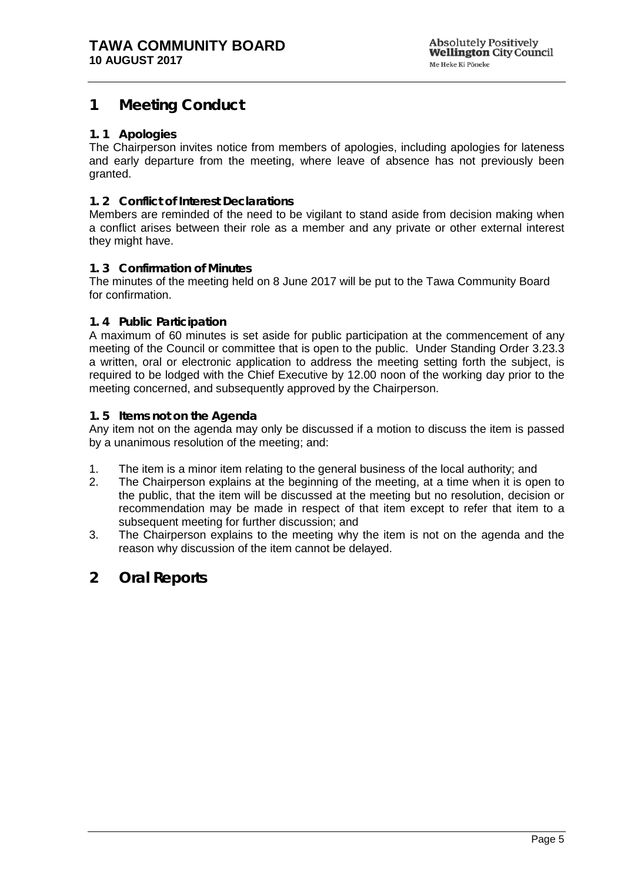# 1 Meeting Conduct

## 1. 1 Apologies

The Chairperson invites notice from members of apologies, including apologies for lateness and early departure from the meeting, where leave of absence has not previously been granted.

## 1. 2 Conflict of Interest Declarations

Members are reminded of the need to be vigilant to stand aside from decision making when a conflict arises between their role as a member and any private or other external interest they might have.

## 1. 3 Confirmation of Minutes

The minutes of the meeting held on 8 June 2017 will be put to the Tawa Community Board for confirmation.

## 1. 4 Public Participation

A maximum of 60 minutes is set aside for public participation at the commencement of any meeting of the Council or committee that is open to the public. Under Standing Order 3.23.3 a written, oral or electronic application to address the meeting setting forth the subject, is required to be lodged with the Chief Executive by 12.00 noon of the working day prior to the meeting concerned, and subsequently approved by the Chairperson.

## 1. 5 Items not on the Agenda

Any item not on the agenda may only be discussed if a motion to discuss the item is passed by a unanimous resolution of the meeting; and:

1. The item is a minor item relating to the general business of the local authority; and
2. The Chairperson explains at the beginning of the meeting, at a time when it is open to the public, that the item will be discussed at the meeting but no resolution, decision or recommendation may be made in respect of that item except to refer that item to a subsequent meeting for further discussion; and
3. The Chairperson explains to the meeting why the item is not on the agenda and the reason why discussion of the item cannot be delayed.

# 2 Oral Reports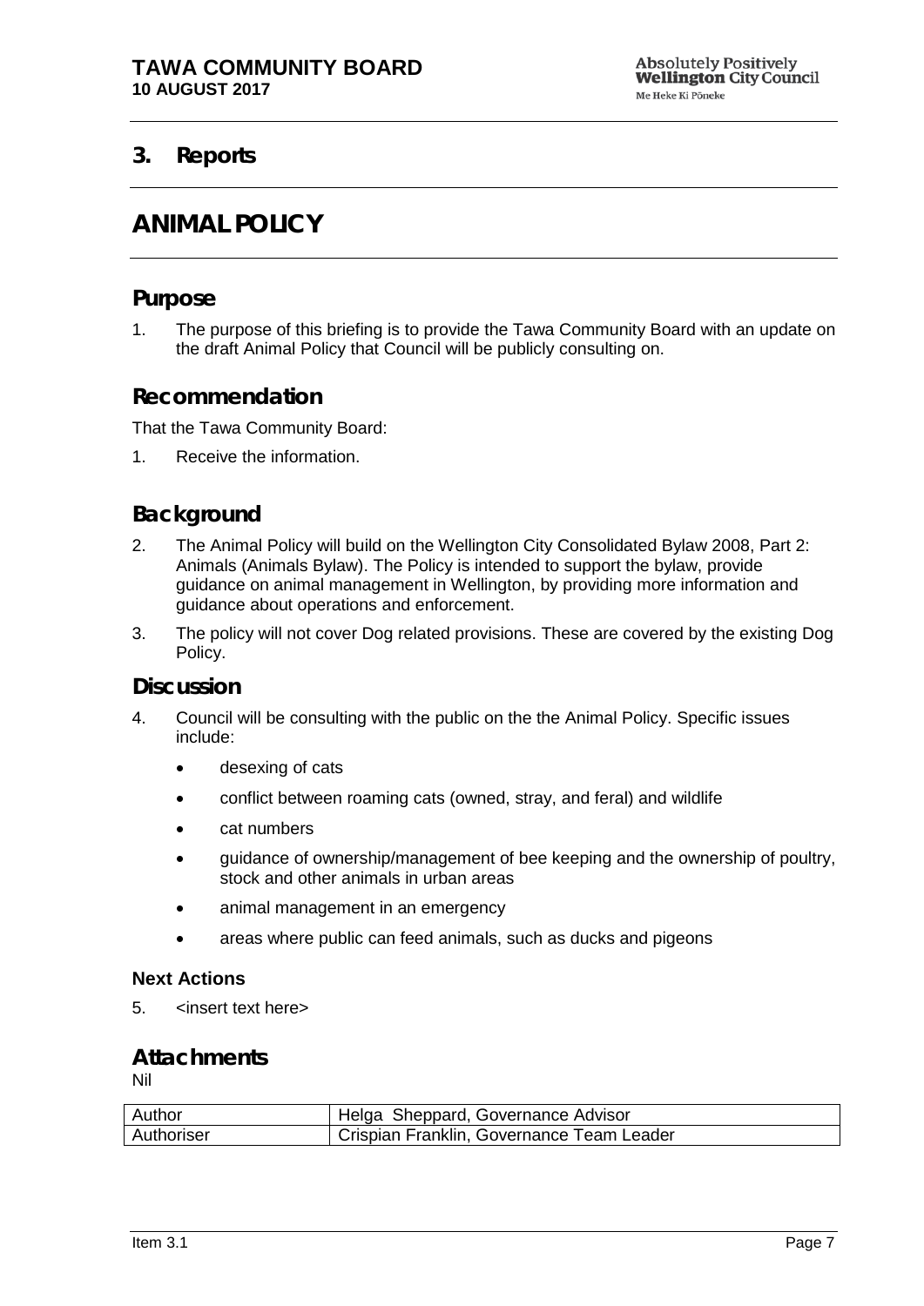## 3. Reports

# ANIMAL POLICY

## Purpose

1. The purpose of this briefing is to provide the Tawa Community Board with an update on the draft Animal Policy that Council will be publicly consulting on.

## Recommendation

That the Tawa Community Board:

1. Receive the information.

## Background

2. The Animal Policy will build on the Wellington City Consolidated Bylaw 2008, Part 2: Animals (Animals Bylaw). The Policy is intended to support the bylaw, provide guidance on animal management in Wellington, by providing more information and guidance about operations and enforcement.
3. The policy will not cover Dog related provisions. These are covered by the existing Dog Policy.

## Discussion

4. Council will be consulting with the public on the the Animal Policy. Specific issues include:
   - desexing of cats
   - conflict between roaming cats (owned, stray, and feral) and wildlife
   - cat numbers
   - guidance of ownership/management of bee keeping and the ownership of poultry, stock and other animals in urban areas
   - animal management in an emergency
   - areas where public can feed animals, such as ducks and pigeons

### Next Actions

5. <insert text here>

## Attachments

Nil

| Author | Helga Sheppard, Governance Advisor |
|---|---|
| Authoriser | Crispian Franklin, Governance Team Leader |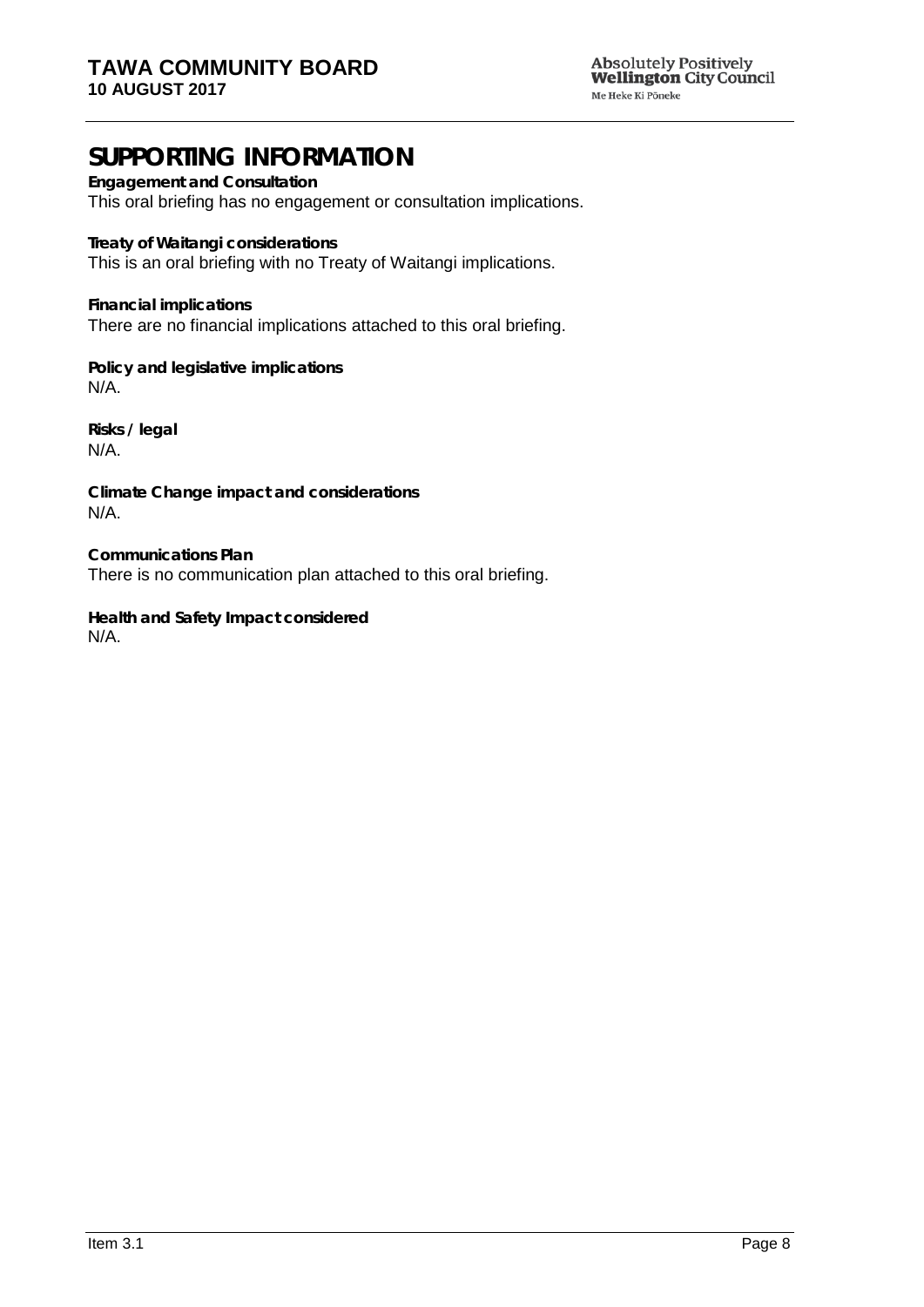# SUPPORTING INFORMATION

**Engagement and Consultation**
This oral briefing has no engagement or consultation implications.

**Treaty of Waitangi considerations**
This is an oral briefing with no Treaty of Waitangi implications.

**Financial implications**
There are no financial implications attached to this oral briefing.

**Policy and legislative implications**
N/A.

**Risks / legal**
N/A.

**Climate Change impact and considerations**
N/A.

**Communications Plan**
There is no communication plan attached to this oral briefing.

**Health and Safety Impact considered**
N/A.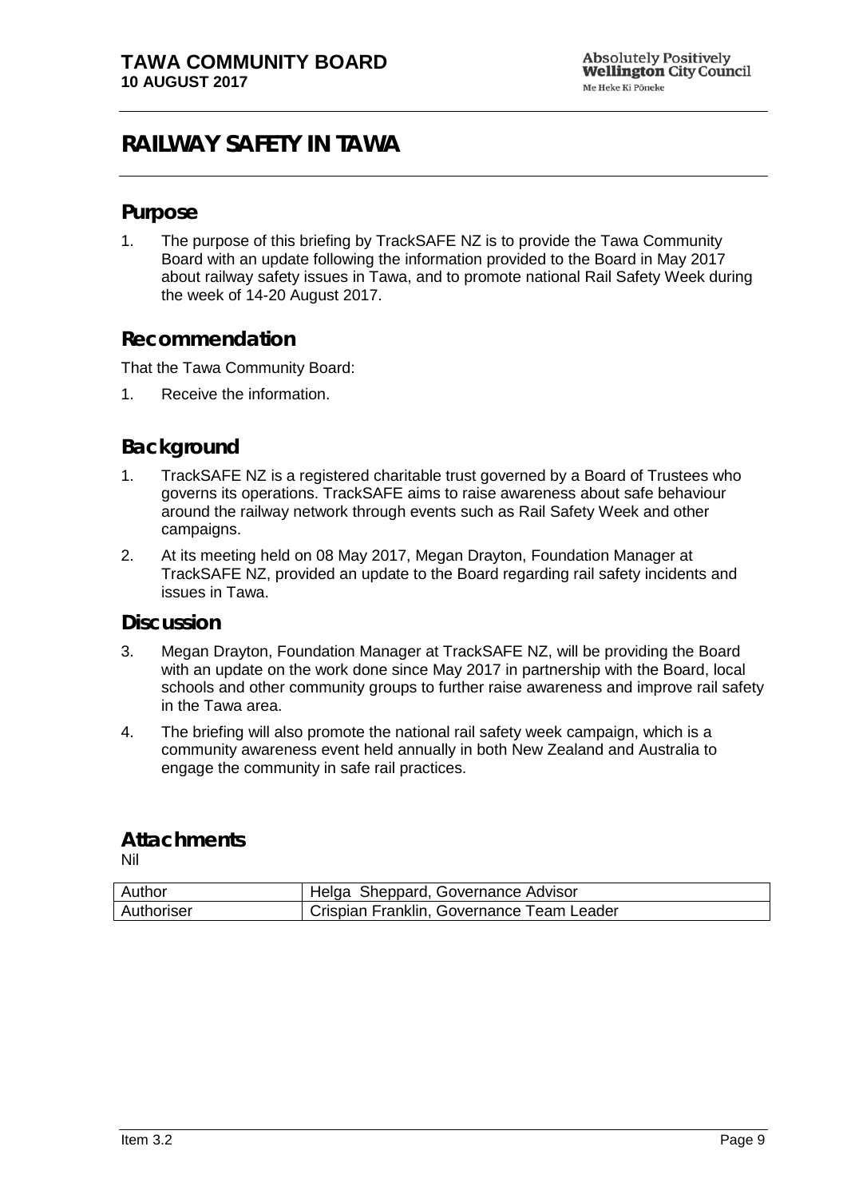**TAWA COMMUNITY BOARD**
**10 AUGUST 2017**

# RAILWAY SAFETY IN TAWA

## Purpose

1. The purpose of this briefing by TrackSAFE NZ is to provide the Tawa Community Board with an update following the information provided to the Board in May 2017 about railway safety issues in Tawa, and to promote national Rail Safety Week during the week of 14-20 August 2017.

## Recommendation

That the Tawa Community Board:

1. Receive the information.

## Background

1. TrackSAFE NZ is a registered charitable trust governed by a Board of Trustees who governs its operations. TrackSAFE aims to raise awareness about safe behaviour around the railway network through events such as Rail Safety Week and other campaigns.
2. At its meeting held on 08 May 2017, Megan Drayton, Foundation Manager at TrackSAFE NZ, provided an update to the Board regarding rail safety incidents and issues in Tawa.

## Discussion

3. Megan Drayton, Foundation Manager at TrackSAFE NZ, will be providing the Board with an update on the work done since May 2017 in partnership with the Board, local schools and other community groups to further raise awareness and improve rail safety in the Tawa area.
4. The briefing will also promote the national rail safety week campaign, which is a community awareness event held annually in both New Zealand and Australia to engage the community in safe rail practices.

## Attachments

Nil

| Author | Helga Sheppard, Governance Advisor |
|---|---|
| Authoriser | Crispian Franklin, Governance Team Leader |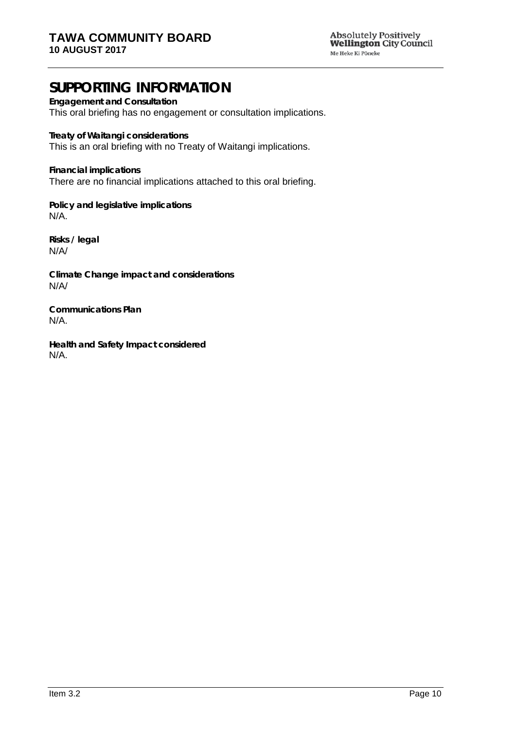# SUPPORTING INFORMATION

**Engagement and Consultation**
This oral briefing has no engagement or consultation implications.

**Treaty of Waitangi considerations**
This is an oral briefing with no Treaty of Waitangi implications.

**Financial implications**
There are no financial implications attached to this oral briefing.

**Policy and legislative implications**
N/A.

**Risks / legal**
N/A/

**Climate Change impact and considerations**
N/A/

**Communications Plan**
N/A.

**Health and Safety Impact considered**
N/A.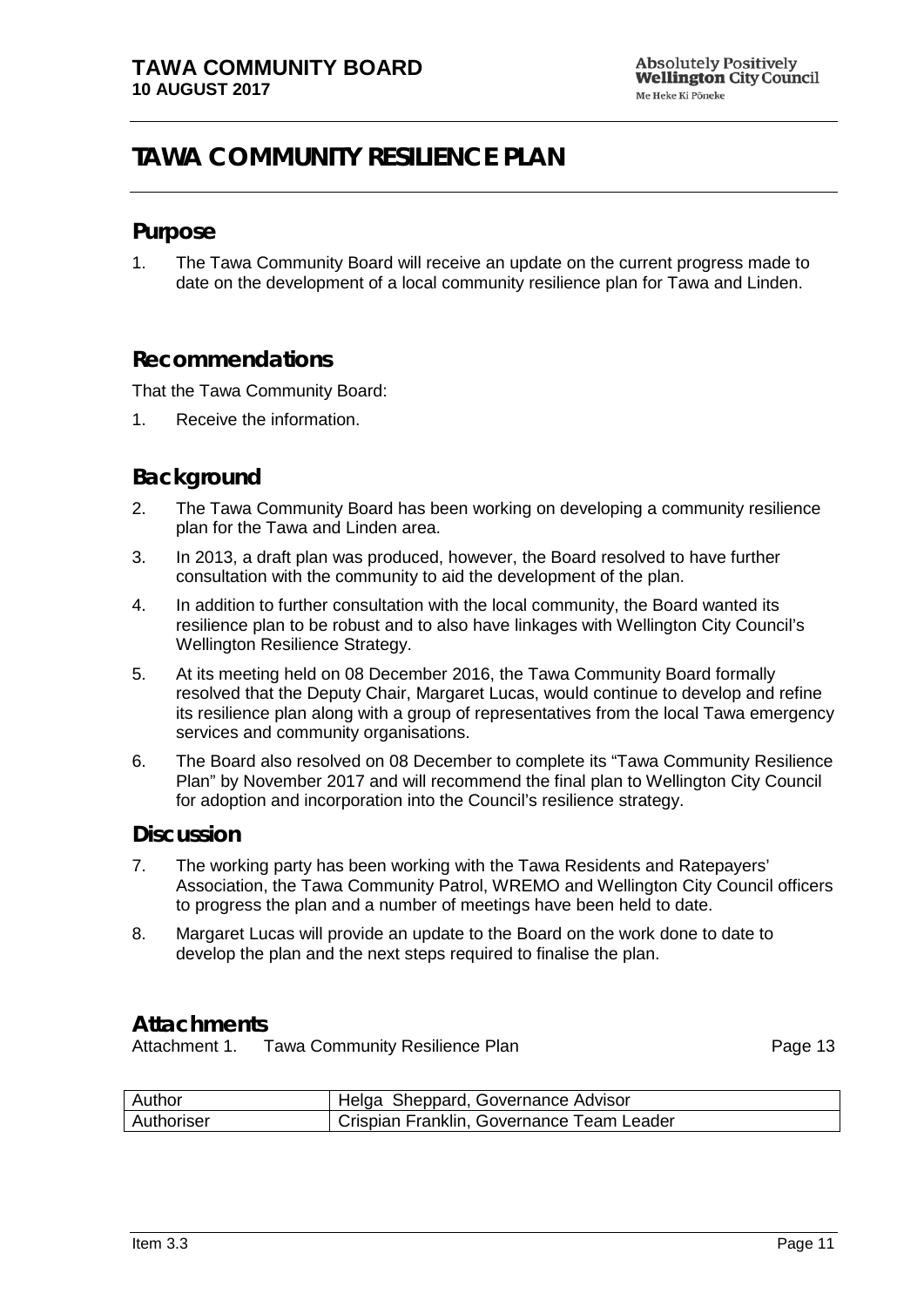# TAWA COMMUNITY RESILIENCE PLAN

## Purpose

1. The Tawa Community Board will receive an update on the current progress made to date on the development of a local community resilience plan for Tawa and Linden.

## Recommendations

That the Tawa Community Board:

1. Receive the information.

## Background

2. The Tawa Community Board has been working on developing a community resilience plan for the Tawa and Linden area.
3. In 2013, a draft plan was produced, however, the Board resolved to have further consultation with the community to aid the development of the plan.
4. In addition to further consultation with the local community, the Board wanted its resilience plan to be robust and to also have linkages with Wellington City Council's Wellington Resilience Strategy.
5. At its meeting held on 08 December 2016, the Tawa Community Board formally resolved that the Deputy Chair, Margaret Lucas, would continue to develop and refine its resilience plan along with a group of representatives from the local Tawa emergency services and community organisations.
6. The Board also resolved on 08 December to complete its "Tawa Community Resilience Plan" by November 2017 and will recommend the final plan to Wellington City Council for adoption and incorporation into the Council's resilience strategy.

## Discussion

7. The working party has been working with the Tawa Residents and Ratepayers' Association, the Tawa Community Patrol, WREMO and Wellington City Council officers to progress the plan and a number of meetings have been held to date.
8. Margaret Lucas will provide an update to the Board on the work done to date to develop the plan and the next steps required to finalise the plan.

## Attachments

Attachment 1. Tawa Community Resilience Plan Page 13

| Author | Helga Sheppard, Governance Advisor |
|---|---|
| Authoriser | Crispian Franklin, Governance Team Leader |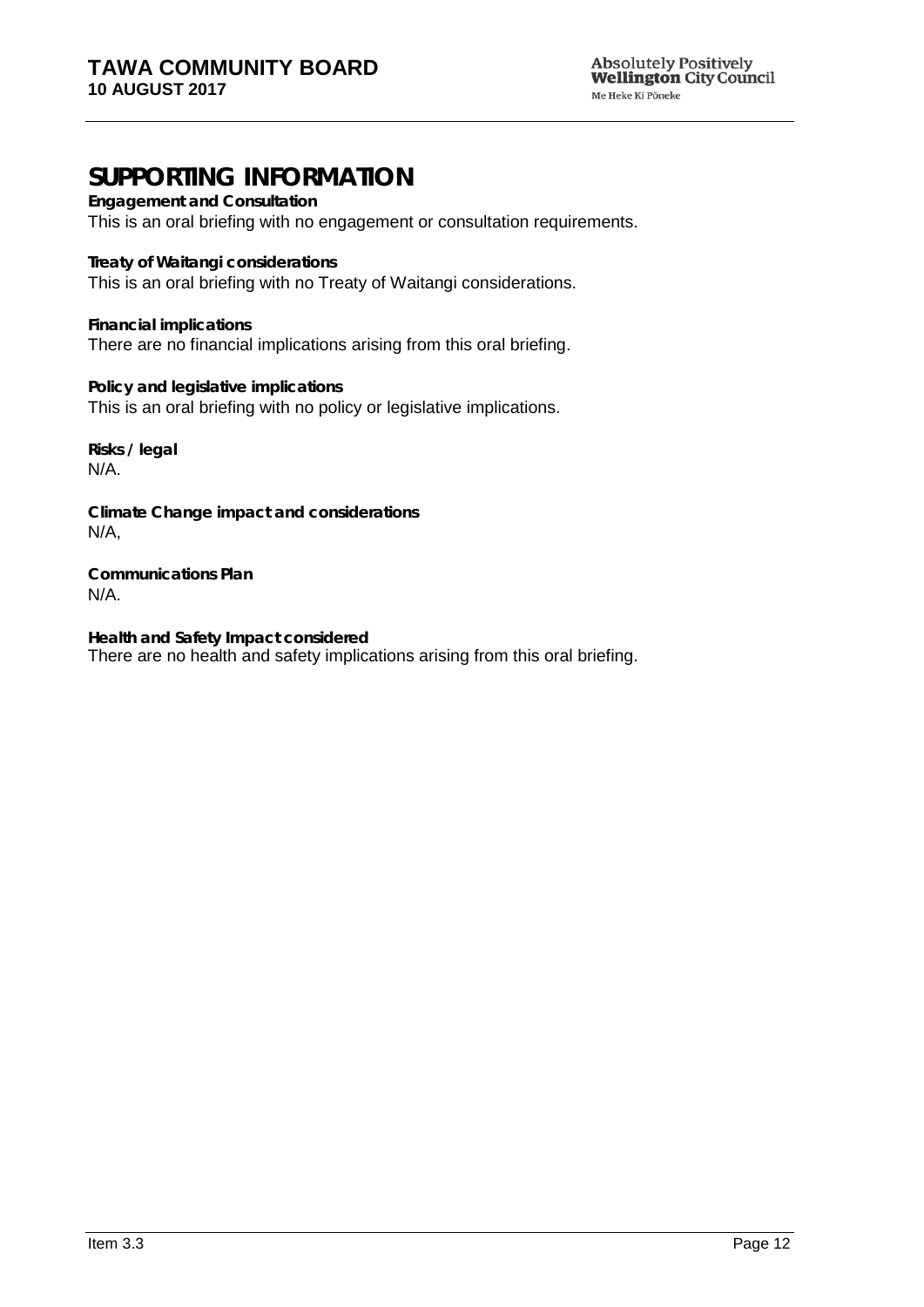# SUPPORTING INFORMATION

**Engagement and Consultation**
This is an oral briefing with no engagement or consultation requirements.

**Treaty of Waitangi considerations**
This is an oral briefing with no Treaty of Waitangi considerations.

**Financial implications**
There are no financial implications arising from this oral briefing.

**Policy and legislative implications**
This is an oral briefing with no policy or legislative implications.

**Risks / legal**
N/A.

**Climate Change impact and considerations**
N/A,

**Communications Plan**
N/A.

**Health and Safety Impact considered**
There are no health and safety implications arising from this oral briefing.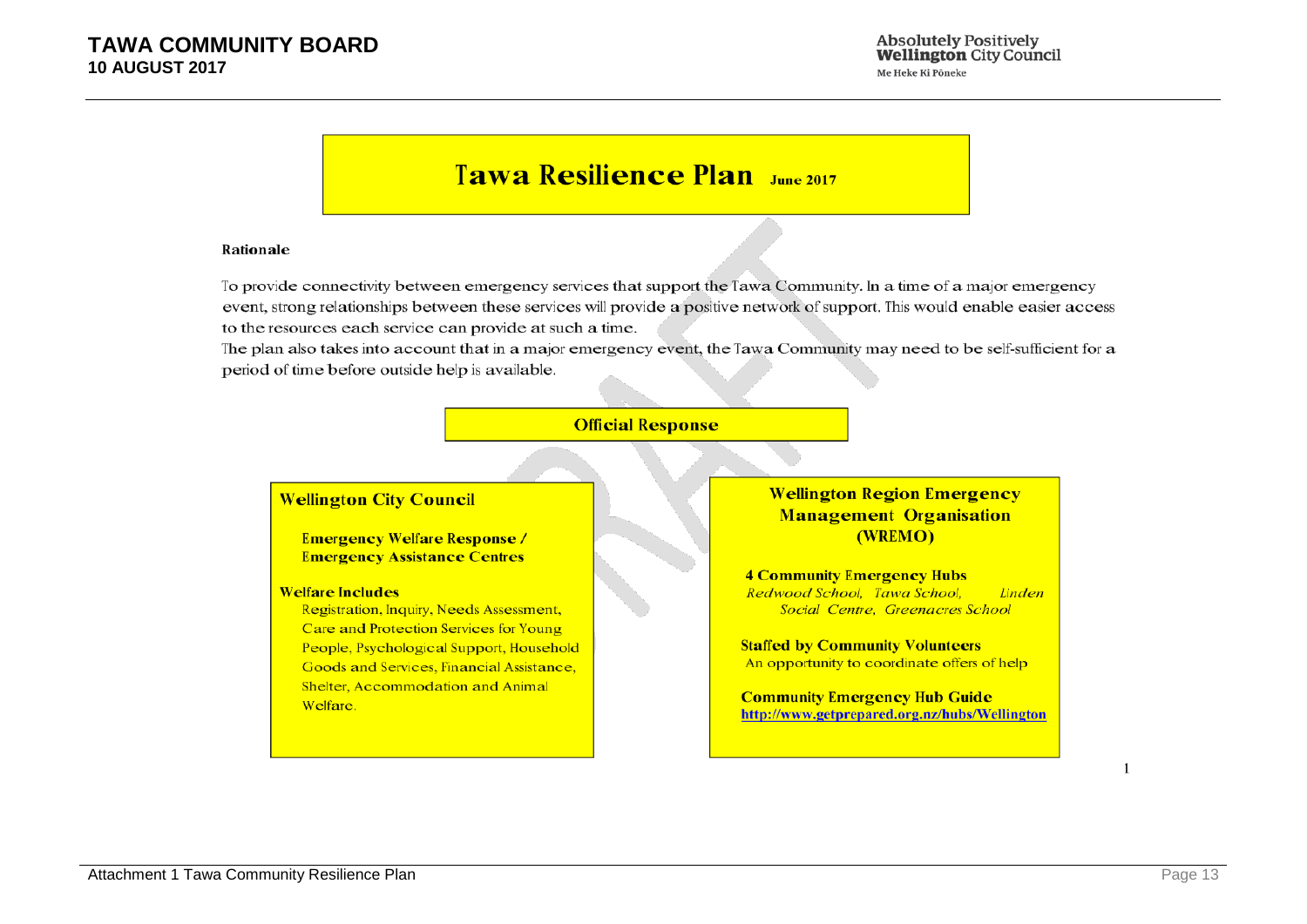# Tawa Resilience Plan June 2017

**Rationale**

To provide connectivity between emergency services that support the Tawa Community. In a time of a major emergency event, strong relationships between these services will provide a positive network of support. This would enable easier access to the resources each service can provide at such a time.

The plan also takes into account that in a major emergency event, the Tawa Community may need to be self-sufficient for a period of time before outside help is available.

## Official Response

### Wellington City Council

**Emergency Welfare Response / Emergency Assistance Centres**

**Welfare Includes**

Registration, Inquiry, Needs Assessment, Care and Protection Services for Young People, Psychological Support, Household Goods and Services, Financial Assistance, Shelter, Accommodation and Animal Welfare.

### Wellington Region Emergency Management Organisation (WREMO)

**4 Community Emergency Hubs**

*Redwood School, Tawa School, Linden Social Centre, Greenacres School*

**Staffed by Community Volunteers**

An opportunity to coordinate offers of help

**Community Emergency Hub Guide**

http://www.getprepared.org.nz/hubs/Wellington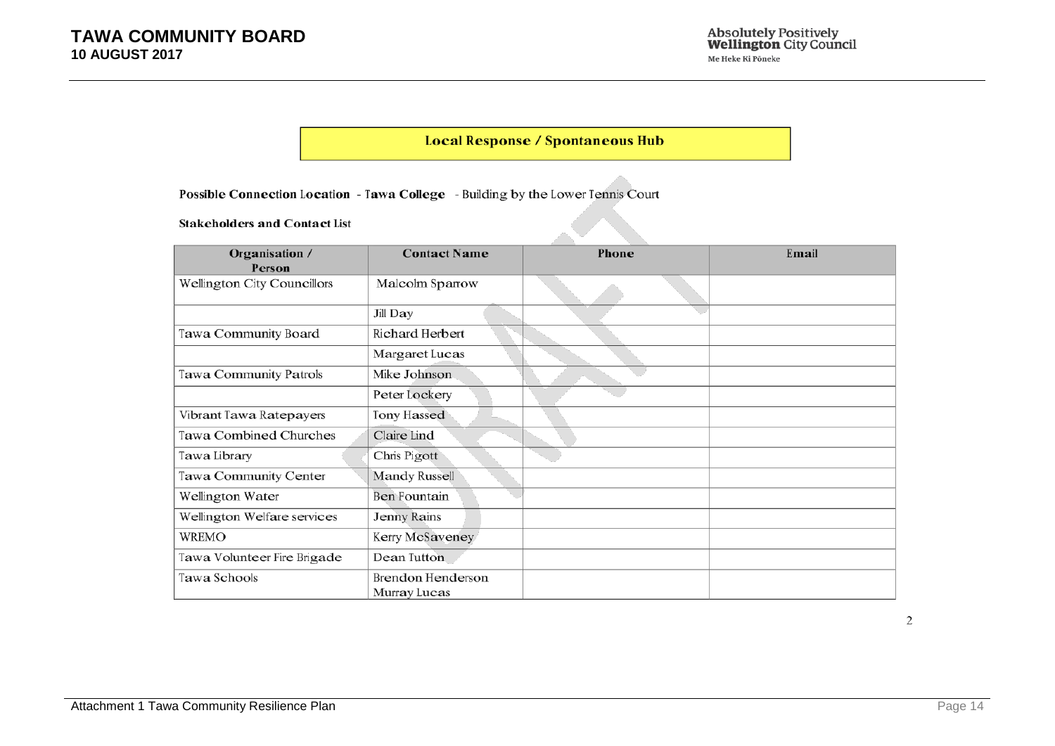## Local Response / Spontaneous Hub

**Possible Connection Location** - **Tawa College** - Building by the Lower Tennis Court

**Stakeholders and Contact List**

| Organisation / Person | Contact Name | Phone | Email |
|---|---|---|---|
| Wellington City Councillors | Malcolm Sparrow | | |
| | Jill Day | | |
| Tawa Community Board | Richard Herbert | | |
| | Margaret Lucas | | |
| Tawa Community Patrols | Mike Johnson | | |
| | Peter Lockery | | |
| Vibrant Tawa Ratepayers | Tony Hassed | | |
| Tawa Combined Churches | Claire Lind | | |
| Tawa Library | Chris Pigott | | |
| Tawa Community Center | Mandy Russell | | |
| Wellington Water | Ben Fountain | | |
| Wellington Welfare services | Jenny Rains | | |
| WREMO | Kerry McSaveney | | |
| Tawa Volunteer Fire Brigade | Dean Tutton | | |
| Tawa Schools | Brendon Henderson<br>Murray Lucas | | |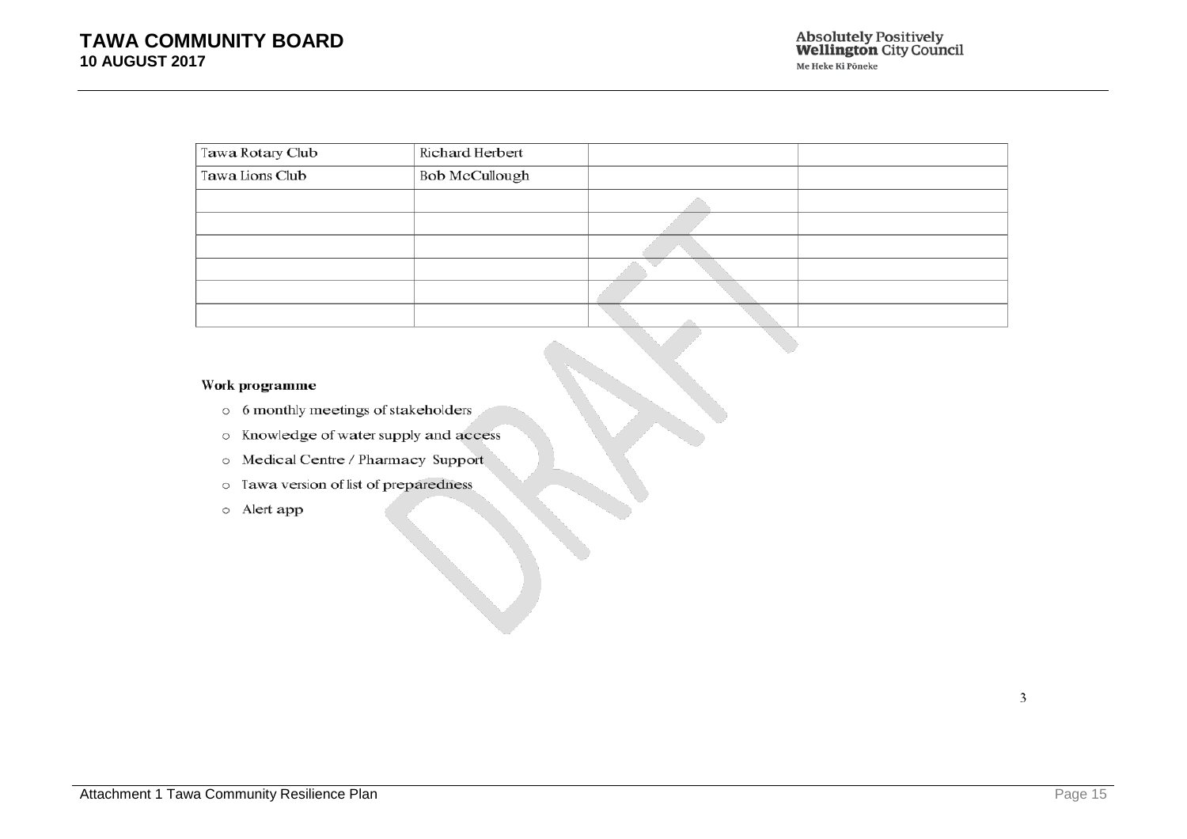| Tawa Rotary Club | Richard Herbert | | |
|---|---|---|---|
| Tawa Lions Club | Bob McCullough | | |
| | | | |
| | | | |
| | | | |
| | | | |
| | | | |
| | | | |

**Work programme**

- 6 monthly meetings of stakeholders
- Knowledge of water supply and access
- Medical Centre / Pharmacy Support
- Tawa version of list of preparedness
- Alert app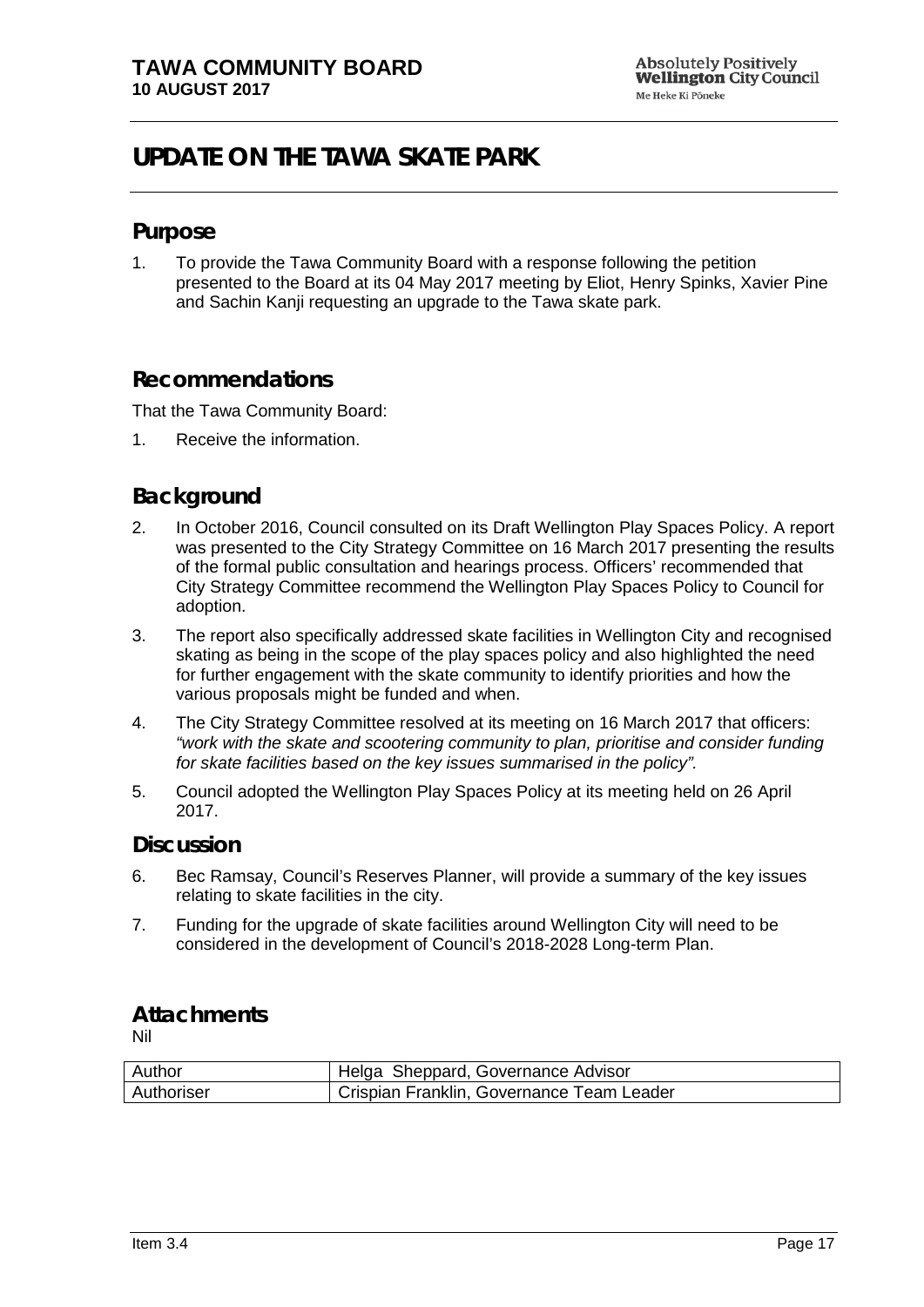**TAWA COMMUNITY BOARD**
**10 AUGUST 2017**

# UPDATE ON THE TAWA SKATE PARK

## Purpose

1. To provide the Tawa Community Board with a response following the petition presented to the Board at its 04 May 2017 meeting by Eliot, Henry Spinks, Xavier Pine and Sachin Kanji requesting an upgrade to the Tawa skate park.

## Recommendations

That the Tawa Community Board:

1. Receive the information.

## Background

2. In October 2016, Council consulted on its Draft Wellington Play Spaces Policy. A report was presented to the City Strategy Committee on 16 March 2017 presenting the results of the formal public consultation and hearings process. Officers' recommended that City Strategy Committee recommend the Wellington Play Spaces Policy to Council for adoption.
3. The report also specifically addressed skate facilities in Wellington City and recognised skating as being in the scope of the play spaces policy and also highlighted the need for further engagement with the skate community to identify priorities and how the various proposals might be funded and when.
4. The City Strategy Committee resolved at its meeting on 16 March 2017 that officers: *"work with the skate and scootering community to plan, prioritise and consider funding for skate facilities based on the key issues summarised in the policy".*
5. Council adopted the Wellington Play Spaces Policy at its meeting held on 26 April 2017.

## Discussion

6. Bec Ramsay, Council's Reserves Planner, will provide a summary of the key issues relating to skate facilities in the city.
7. Funding for the upgrade of skate facilities around Wellington City will need to be considered in the development of Council's 2018-2028 Long-term Plan.

## Attachments

Nil

| Author | Helga Sheppard, Governance Advisor |
|---|---|
| Authoriser | Crispian Franklin, Governance Team Leader |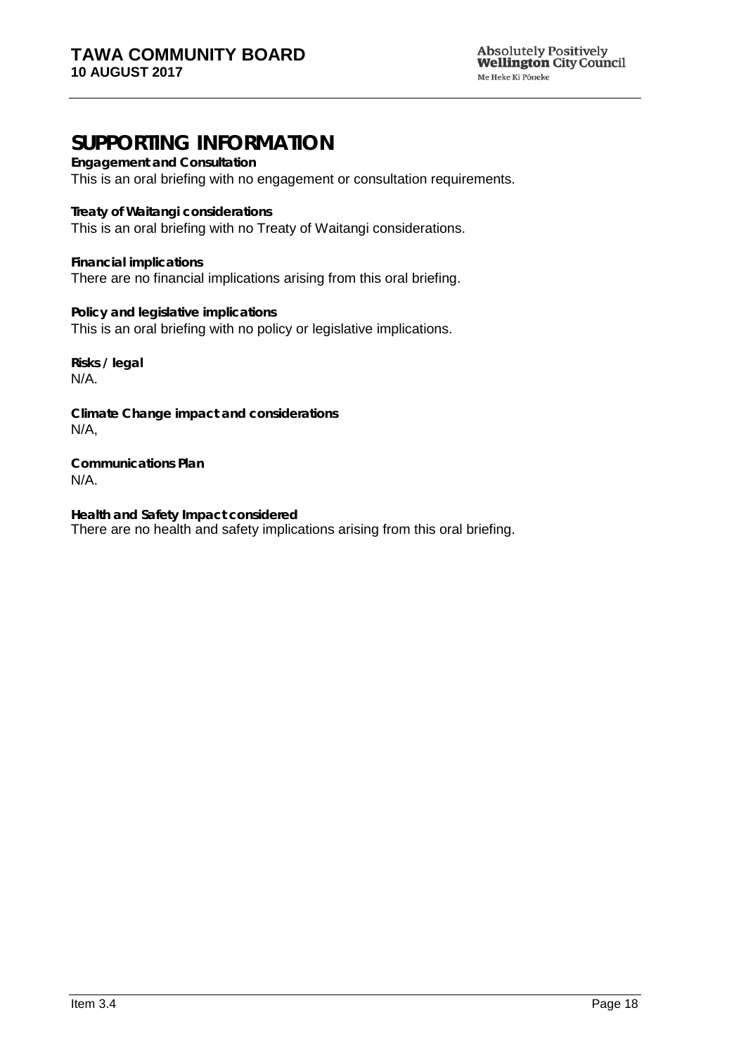# SUPPORTING INFORMATION

**Engagement and Consultation**
This is an oral briefing with no engagement or consultation requirements.

**Treaty of Waitangi considerations**
This is an oral briefing with no Treaty of Waitangi considerations.

**Financial implications**
There are no financial implications arising from this oral briefing.

**Policy and legislative implications**
This is an oral briefing with no policy or legislative implications.

**Risks / legal**
N/A.

**Climate Change impact and considerations**
N/A,

**Communications Plan**
N/A.

**Health and Safety Impact considered**
There are no health and safety implications arising from this oral briefing.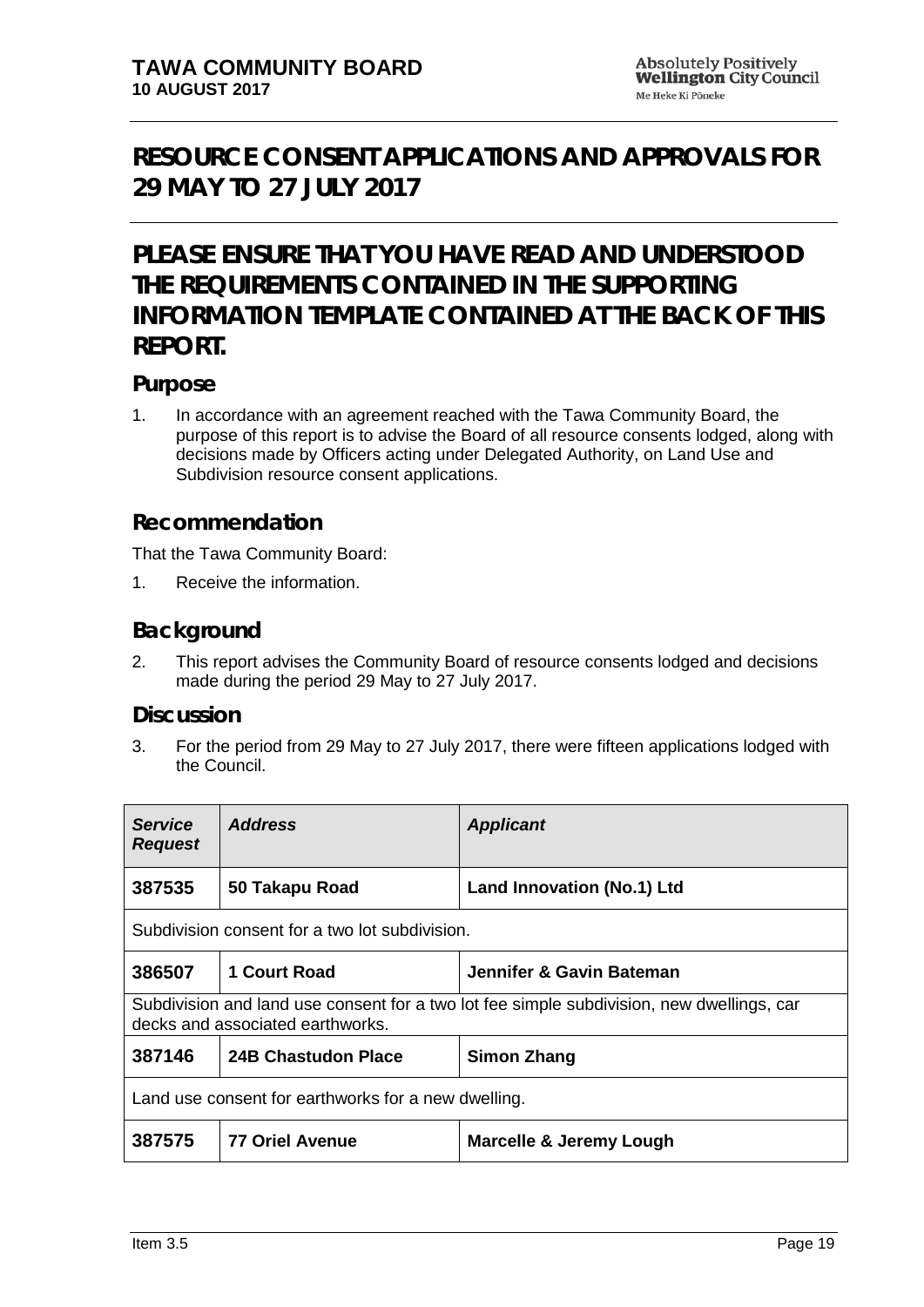# RESOURCE CONSENT APPLICATIONS AND APPROVALS FOR 29 MAY TO 27 JULY 2017

# PLEASE ENSURE THAT YOU HAVE READ AND UNDERSTOOD THE REQUIREMENTS CONTAINED IN THE SUPPORTING INFORMATION TEMPLATE CONTAINED AT THE BACK OF THIS REPORT.

## Purpose

1. In accordance with an agreement reached with the Tawa Community Board, the purpose of this report is to advise the Board of all resource consents lodged, along with decisions made by Officers acting under Delegated Authority, on Land Use and Subdivision resource consent applications.

## Recommendation

That the Tawa Community Board:

1. Receive the information.

## Background

2. This report advises the Community Board of resource consents lodged and decisions made during the period 29 May to 27 July 2017.

## Discussion

3. For the period from 29 May to 27 July 2017, there were fifteen applications lodged with the Council.

| ***Service Request*** | ***Address*** | ***Applicant*** |
|---|---|---|
| **387535** | **50 Takapu Road** | **Land Innovation (No.1) Ltd** |
| Subdivision consent for a two lot subdivision. | | |
| **386507** | **1 Court Road** | **Jennifer & Gavin Bateman** |
| Subdivision and land use consent for a two lot fee simple subdivision, new dwellings, car decks and associated earthworks. | | |
| **387146** | **24B Chastudon Place** | **Simon Zhang** |
| Land use consent for earthworks for a new dwelling. | | |
| **387575** | **77 Oriel Avenue** | **Marcelle & Jeremy Lough** |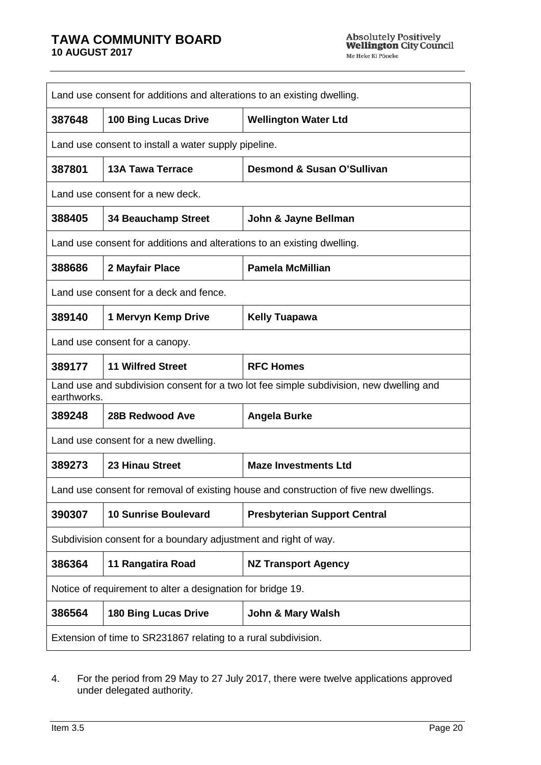| | | |
|---|---|---|
| Land use consent for additions and alterations to an existing dwelling. | | |
| **387648** | **100 Bing Lucas Drive** | **Wellington Water Ltd** |
| Land use consent to install a water supply pipeline. | | |
| **387801** | **13A Tawa Terrace** | **Desmond & Susan O'Sullivan** |
| Land use consent for a new deck. | | |
| **388405** | **34 Beauchamp Street** | **John & Jayne Bellman** |
| Land use consent for additions and alterations to an existing dwelling. | | |
| **388686** | **2 Mayfair Place** | **Pamela McMillian** |
| Land use consent for a deck and fence. | | |
| **389140** | **1 Mervyn Kemp Drive** | **Kelly Tuapawa** |
| Land use consent for a canopy. | | |
| **389177** | **11 Wilfred Street** | **RFC Homes** |
| Land use and subdivision consent for a two lot fee simple subdivision, new dwelling and earthworks. | | |
| **389248** | **28B Redwood Ave** | **Angela Burke** |
| Land use consent for a new dwelling. | | |
| **389273** | **23 Hinau Street** | **Maze Investments Ltd** |
| Land use consent for removal of existing house and construction of five new dwellings. | | |
| **390307** | **10 Sunrise Boulevard** | **Presbyterian Support Central** |
| Subdivision consent for a boundary adjustment and right of way. | | |
| **386364** | **11 Rangatira Road** | **NZ Transport Agency** |
| Notice of requirement to alter a designation for bridge 19. | | |
| **386564** | **180 Bing Lucas Drive** | **John & Mary Walsh** |
| Extension of time to SR231867 relating to a rural subdivision. | | |

4. For the period from 29 May to 27 July 2017, there were twelve applications approved under delegated authority.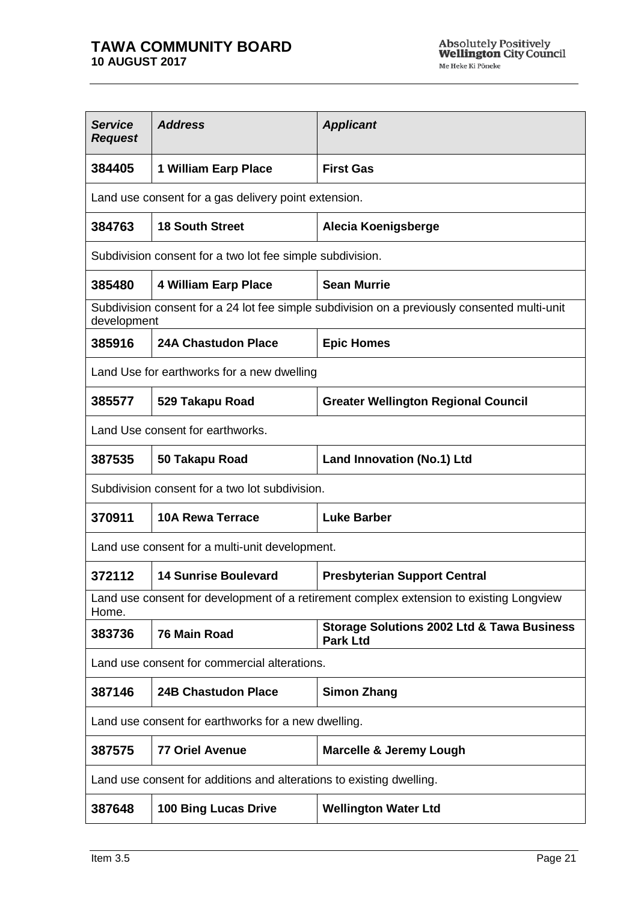| *Service Request* | *Address* | *Applicant* |
|---|---|---|
| **384405** | **1 William Earp Place** | **First Gas** |
| Land use consent for a gas delivery point extension. | | |
| **384763** | **18 South Street** | **Alecia Koenigsberge** |
| Subdivision consent for a two lot fee simple subdivision. | | |
| **385480** | **4 William Earp Place** | **Sean Murrie** |
| Subdivision consent for a 24 lot fee simple subdivision on a previously consented multi-unit development | | |
| **385916** | **24A Chastudon Place** | **Epic Homes** |
| Land Use for earthworks for a new dwelling | | |
| **385577** | **529 Takapu Road** | **Greater Wellington Regional Council** |
| Land Use consent for earthworks. | | |
| **387535** | **50 Takapu Road** | **Land Innovation (No.1) Ltd** |
| Subdivision consent for a two lot subdivision. | | |
| **370911** | **10A Rewa Terrace** | **Luke Barber** |
| Land use consent for a multi-unit development. | | |
| **372112** | **14 Sunrise Boulevard** | **Presbyterian Support Central** |
| Land use consent for development of a retirement complex extension to existing Longview Home. | | |
| **383736** | **76 Main Road** | **Storage Solutions 2002 Ltd & Tawa Business Park Ltd** |
| Land use consent for commercial alterations. | | |
| **387146** | **24B Chastudon Place** | **Simon Zhang** |
| Land use consent for earthworks for a new dwelling. | | |
| **387575** | **77 Oriel Avenue** | **Marcelle & Jeremy Lough** |
| Land use consent for additions and alterations to existing dwelling. | | |
| **387648** | **100 Bing Lucas Drive** | **Wellington Water Ltd** |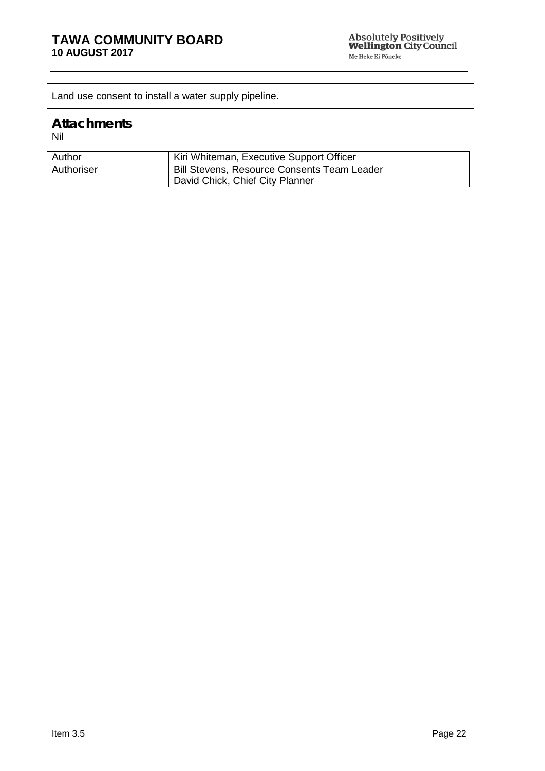Land use consent to install a water supply pipeline.

## Attachments

Nil

| Author | Kiri Whiteman, Executive Support Officer |
|---|---|
| Authoriser | Bill Stevens, Resource Consents Team Leader<br>David Chick, Chief City Planner |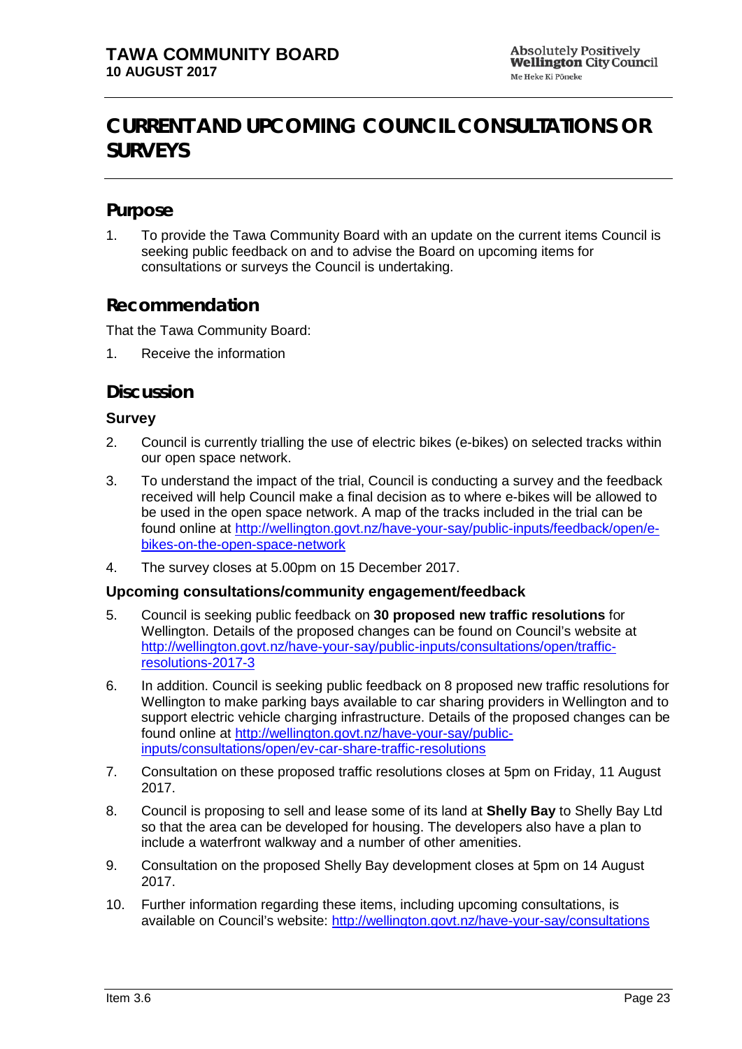# CURRENT AND UPCOMING COUNCIL CONSULTATIONS OR SURVEYS

## Purpose

1. To provide the Tawa Community Board with an update on the current items Council is seeking public feedback on and to advise the Board on upcoming items for consultations or surveys the Council is undertaking.

## Recommendation

That the Tawa Community Board:

1. Receive the information

## Discussion

### Survey

2. Council is currently trialling the use of electric bikes (e-bikes) on selected tracks within our open space network.
3. To understand the impact of the trial, Council is conducting a survey and the feedback received will help Council make a final decision as to where e-bikes will be allowed to be used in the open space network. A map of the tracks included in the trial can be found online at http://wellington.govt.nz/have-your-say/public-inputs/feedback/open/e-bikes-on-the-open-space-network
4. The survey closes at 5.00pm on 15 December 2017.

### Upcoming consultations/community engagement/feedback

5. Council is seeking public feedback on **30 proposed new traffic resolutions** for Wellington. Details of the proposed changes can be found on Council's website at http://wellington.govt.nz/have-your-say/public-inputs/consultations/open/traffic-resolutions-2017-3
6. In addition. Council is seeking public feedback on 8 proposed new traffic resolutions for Wellington to make parking bays available to car sharing providers in Wellington and to support electric vehicle charging infrastructure. Details of the proposed changes can be found online at http://wellington.govt.nz/have-your-say/public-inputs/consultations/open/ev-car-share-traffic-resolutions
7. Consultation on these proposed traffic resolutions closes at 5pm on Friday, 11 August 2017.
8. Council is proposing to sell and lease some of its land at **Shelly Bay** to Shelly Bay Ltd so that the area can be developed for housing. The developers also have a plan to include a waterfront walkway and a number of other amenities.
9. Consultation on the proposed Shelly Bay development closes at 5pm on 14 August 2017.
10. Further information regarding these items, including upcoming consultations, is available on Council's website: http://wellington.govt.nz/have-your-say/consultations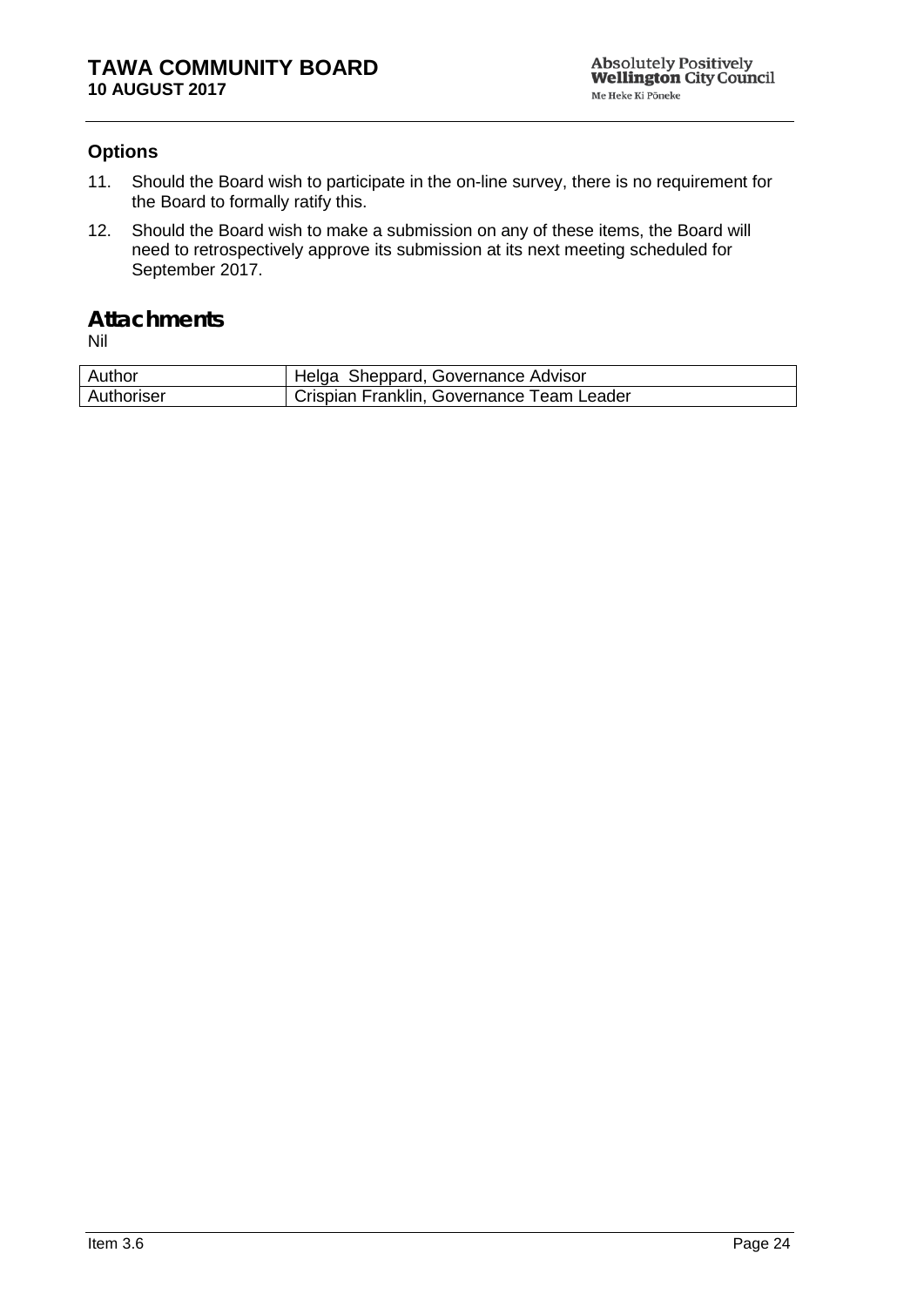### Options

11. Should the Board wish to participate in the on-line survey, there is no requirement for the Board to formally ratify this.
12. Should the Board wish to make a submission on any of these items, the Board will need to retrospectively approve its submission at its next meeting scheduled for September 2017.

## Attachments

Nil

| Author | Helga Sheppard, Governance Advisor |
|---|---|
| Authoriser | Crispian Franklin, Governance Team Leader |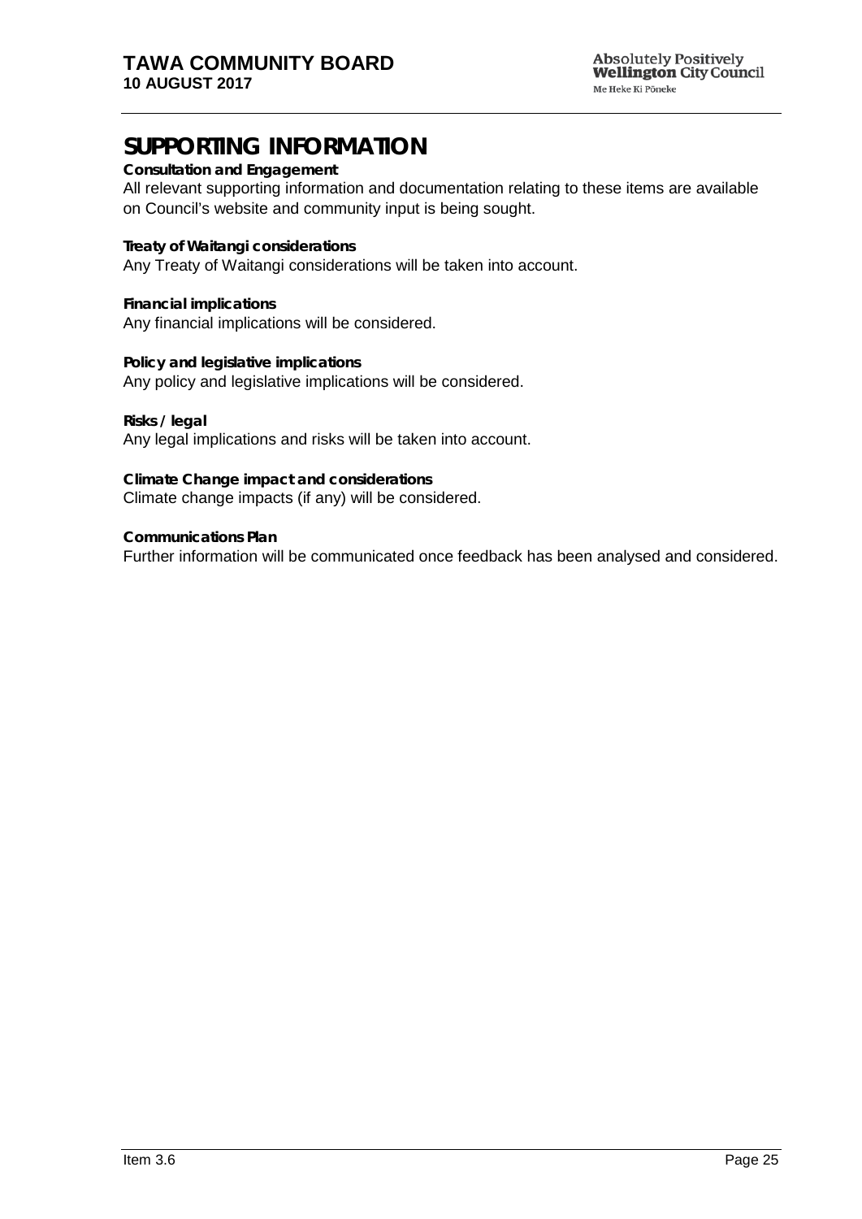## SUPPORTING INFORMATION

**Consultation and Engagement**
All relevant supporting information and documentation relating to these items are available on Council's website and community input is being sought.

**Treaty of Waitangi considerations**
Any Treaty of Waitangi considerations will be taken into account.

**Financial implications**
Any financial implications will be considered.

**Policy and legislative implications**
Any policy and legislative implications will be considered.

**Risks / legal**
Any legal implications and risks will be taken into account.

**Climate Change impact and considerations**
Climate change impacts (if any) will be considered.

**Communications Plan**
Further information will be communicated once feedback has been analysed and considered.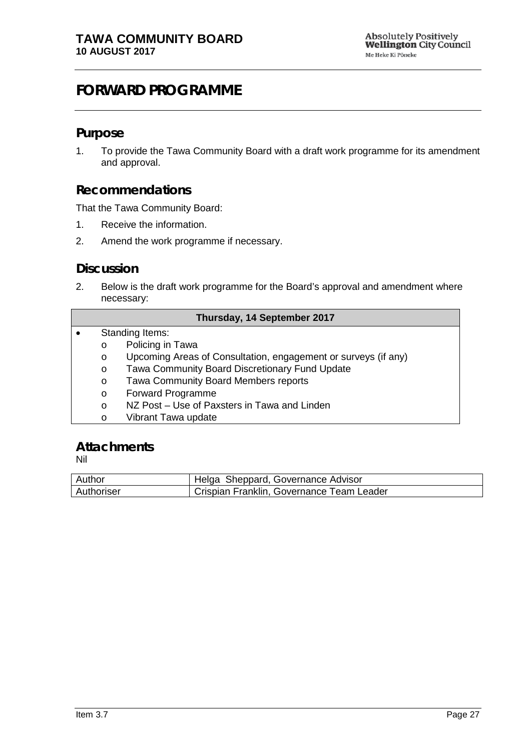# FORWARD PROGRAMME

## Purpose

1. To provide the Tawa Community Board with a draft work programme for its amendment and approval.

## Recommendations

That the Tawa Community Board:

1. Receive the information.
2. Amend the work programme if necessary.

## Discussion

2. Below is the draft work programme for the Board's approval and amendment where necessary:

| Thursday, 14 September 2017 |
|---|
| • Standing Items:<br>o Policing in Tawa<br>o Upcoming Areas of Consultation, engagement or surveys (if any)<br>o Tawa Community Board Discretionary Fund Update<br>o Tawa Community Board Members reports<br>o Forward Programme<br>o NZ Post – Use of Paxsters in Tawa and Linden<br>o Vibrant Tawa update |

## Attachments

Nil

| Author | Helga Sheppard, Governance Advisor |
|---|---|
| Authoriser | Crispian Franklin, Governance Team Leader |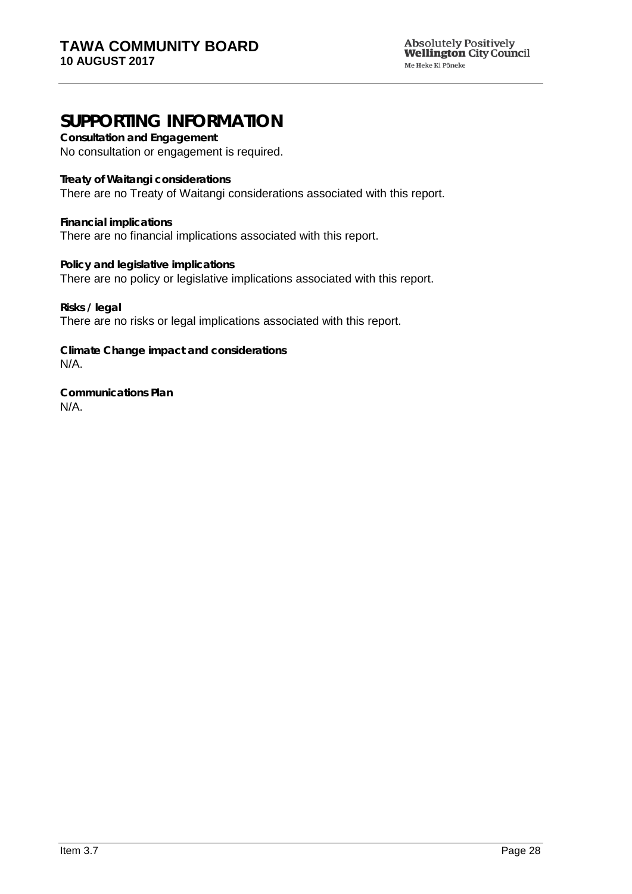# SUPPORTING INFORMATION

**Consultation and Engagement**
No consultation or engagement is required.

**Treaty of Waitangi considerations**
There are no Treaty of Waitangi considerations associated with this report.

**Financial implications**
There are no financial implications associated with this report.

**Policy and legislative implications**
There are no policy or legislative implications associated with this report.

**Risks / legal**
There are no risks or legal implications associated with this report.

**Climate Change impact and considerations**
N/A.

**Communications Plan**
N/A.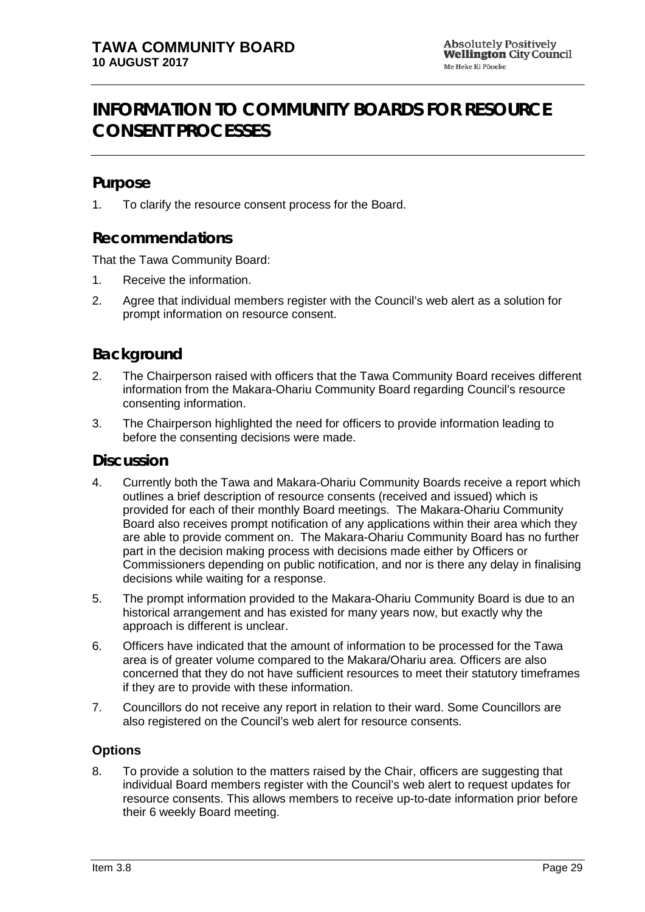# INFORMATION TO COMMUNITY BOARDS FOR RESOURCE CONSENT PROCESSES

## Purpose

1. To clarify the resource consent process for the Board.

## Recommendations

That the Tawa Community Board:

1. Receive the information.
2. Agree that individual members register with the Council's web alert as a solution for prompt information on resource consent.

## Background

2. The Chairperson raised with officers that the Tawa Community Board receives different information from the Makara-Ohariu Community Board regarding Council's resource consenting information.
3. The Chairperson highlighted the need for officers to provide information leading to before the consenting decisions were made.

## Discussion

4. Currently both the Tawa and Makara-Ohariu Community Boards receive a report which outlines a brief description of resource consents (received and issued) which is provided for each of their monthly Board meetings. The Makara-Ohariu Community Board also receives prompt notification of any applications within their area which they are able to provide comment on. The Makara-Ohariu Community Board has no further part in the decision making process with decisions made either by Officers or Commissioners depending on public notification, and nor is there any delay in finalising decisions while waiting for a response.
5. The prompt information provided to the Makara-Ohariu Community Board is due to an historical arrangement and has existed for many years now, but exactly why the approach is different is unclear.
6. Officers have indicated that the amount of information to be processed for the Tawa area is of greater volume compared to the Makara/Ohariu area. Officers are also concerned that they do not have sufficient resources to meet their statutory timeframes if they are to provide with these information.
7. Councillors do not receive any report in relation to their ward. Some Councillors are also registered on the Council's web alert for resource consents.

### Options

8. To provide a solution to the matters raised by the Chair, officers are suggesting that individual Board members register with the Council's web alert to request updates for resource consents. This allows members to receive up-to-date information prior before their 6 weekly Board meeting.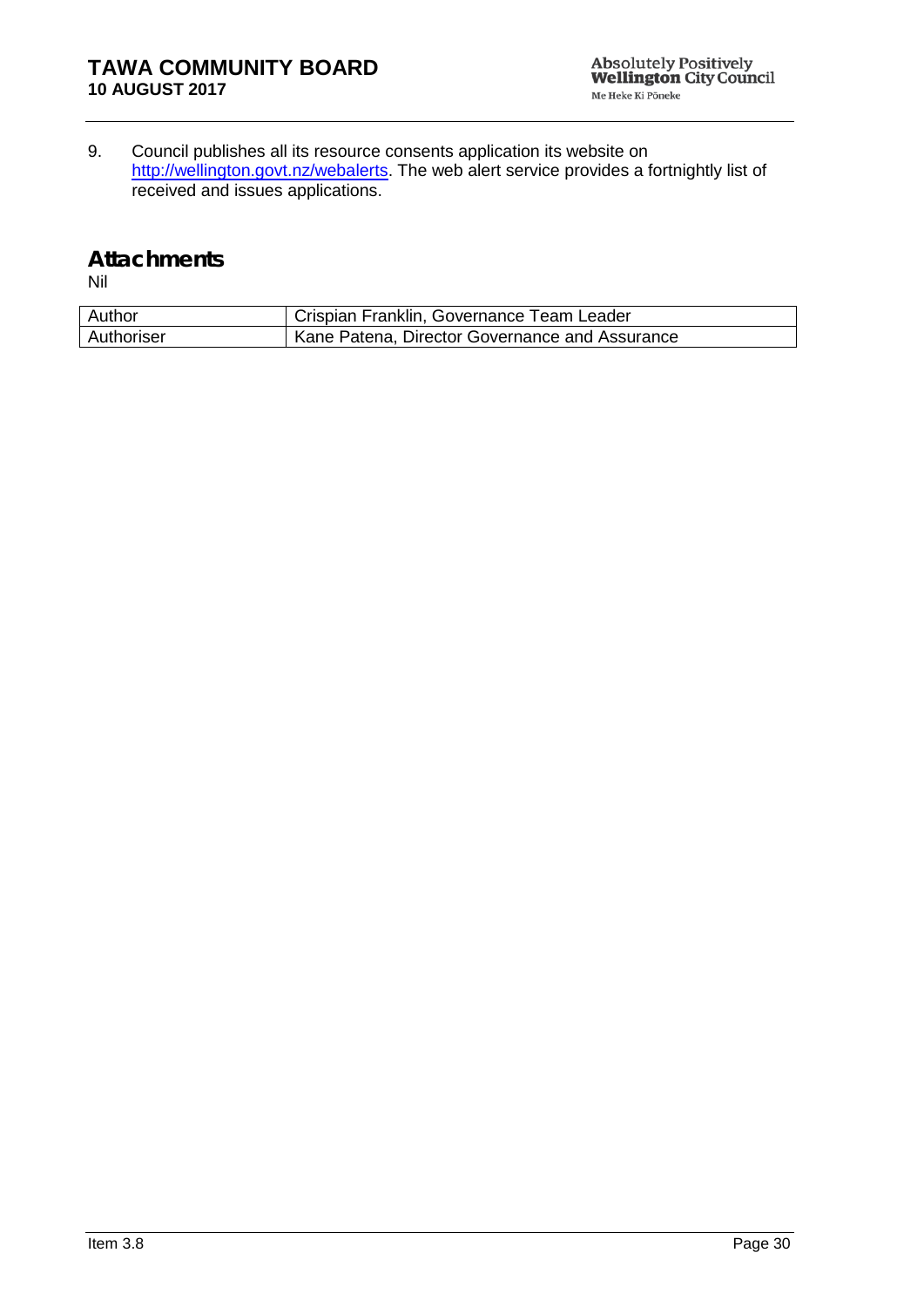9. Council publishes all its resource consents application its website on http://wellington.govt.nz/webalerts. The web alert service provides a fortnightly list of received and issues applications.

## Attachments

Nil

| Author | Crispian Franklin, Governance Team Leader |
| --- | --- |
| Authoriser | Kane Patena, Director Governance and Assurance |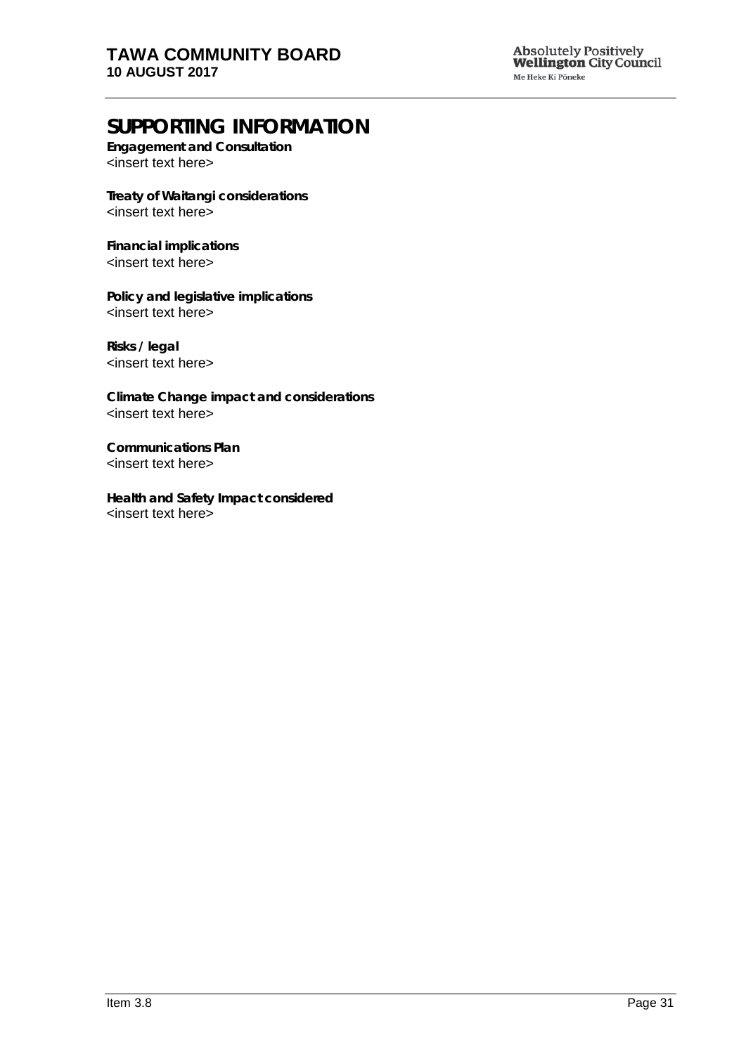# SUPPORTING INFORMATION

**Engagement and Consultation**
<insert text here>

**Treaty of Waitangi considerations**
<insert text here>

**Financial implications**
<insert text here>

**Policy and legislative implications**
<insert text here>

**Risks / legal**
<insert text here>

**Climate Change impact and considerations**
<insert text here>

**Communications Plan**
<insert text here>

**Health and Safety Impact considered**
<insert text here>